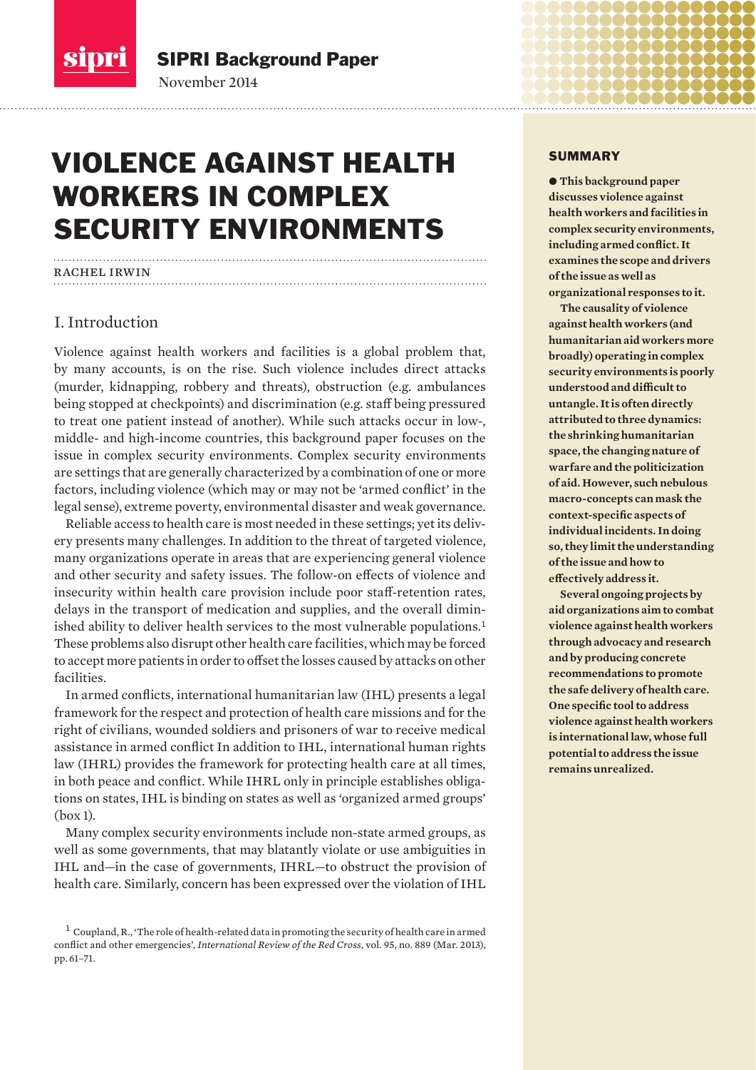SIPRI Background Paper

November 2014

# VIOLENCE AGAINST HEALTH WORKERS IN COMPLEX SECURITY ENVIRONMENTS

RACHEL IRWIN

## SUMMARY

**● This background paper discusses violence against health workers and facilities in complex security environments, including armed conflict. It examines the scope and drivers of the issue as well as organizational responses to it.**

**The causality of violence against health workers (and humanitarian aid workers more broadly) operating in complex security environments is poorly understood and difficult to untangle. It is often directly attributed to three dynamics: the shrinking humanitarian space, the changing nature of warfare and the politicization of aid. However, such nebulous macro-concepts can mask the context-specific aspects of individual incidents. In doing so, they limit the understanding of the issue and how to effectively address it.**

**Several ongoing projects by aid organizations aim to combat violence against health workers through advocacy and research and by producing concrete recommendations to promote the safe delivery of health care. One specific tool to address violence against health workers is international law, whose full potential to address the issue remains unrealized.**

## I. Introduction

Violence against health workers and facilities is a global problem that, by many accounts, is on the rise. Such violence includes direct attacks (murder, kidnapping, robbery and threats), obstruction (e.g. ambulances being stopped at checkpoints) and discrimination (e.g. staff being pressured to treat one patient instead of another). While such attacks occur in low-, middle- and high-income countries, this background paper focuses on the issue in complex security environments. Complex security environments are settings that are generally characterized by a combination of one or more factors, including violence (which may or may not be 'armed conflict' in the legal sense), extreme poverty, environmental disaster and weak governance.

Reliable access to health care is most needed in these settings; yet its delivery presents many challenges. In addition to the threat of targeted violence, many organizations operate in areas that are experiencing general violence and other security and safety issues. The follow-on effects of violence and insecurity within health care provision include poor staff-retention rates, delays in the transport of medication and supplies, and the overall diminished ability to deliver health services to the most vulnerable populations.[1] These problems also disrupt other health care facilities, which may be forced to accept more patients in order to offset the losses caused by attacks on other facilities.

In armed conflicts, international humanitarian law (IHL) presents a legal framework for the respect and protection of health care missions and for the right of civilians, wounded soldiers and prisoners of war to receive medical assistance in armed conflict In addition to IHL, international human rights law (IHRL) provides the framework for protecting health care at all times, in both peace and conflict. While IHRL only in principle establishes obligations on states, IHL is binding on states as well as 'organized armed groups' (box 1).

Many complex security environments include non-state armed groups, as well as some governments, that may blatantly violate or use ambiguities in IHL and—in the case of governments, IHRL—to obstruct the provision of health care. Similarly, concern has been expressed over the violation of IHL

[1] Coupland, R., 'The role of health-related data in promoting the security of health care in armed conflict and other emergencies', *International Review of the Red Cross*, vol. 95, no. 889 (Mar. 2013), pp. 61–71.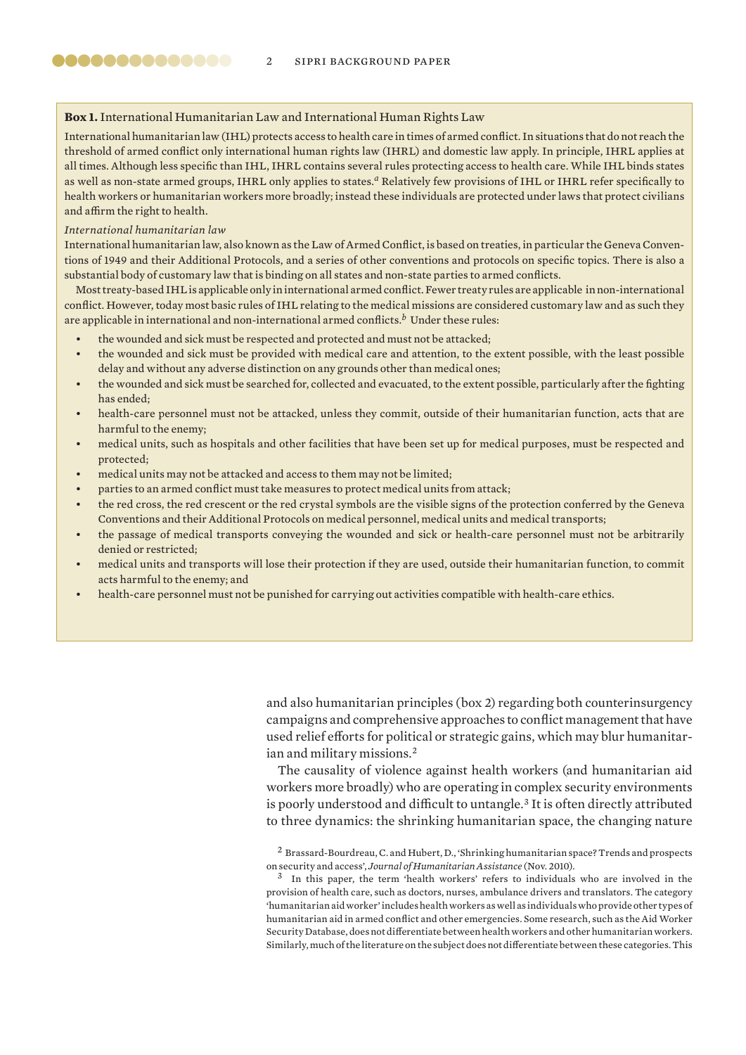**Box 1.** International Humanitarian Law and International Human Rights Law

International humanitarian law (IHL) protects access to health care in times of armed conflict. In situations that do not reach the threshold of armed conflict only international human rights law (IHRL) and domestic law apply. In principle, IHRL applies at all times. Although less specific than IHL, IHRL contains several rules protecting access to health care. While IHL binds states as well as non-state armed groups, IHRL only applies to states.[a] Relatively few provisions of IHL or IHRL refer specifically to health workers or humanitarian workers more broadly; instead these individuals are protected under laws that protect civilians and affirm the right to health.

*International humanitarian law*

International humanitarian law, also known as the Law of Armed Conflict, is based on treaties, in particular the Geneva Conventions of 1949 and their Additional Protocols, and a series of other conventions and protocols on specific topics. There is also a substantial body of customary law that is binding on all states and non-state parties to armed conflicts.

Most treaty-based IHL is applicable only in international armed conflict. Fewer treaty rules are applicable in non-international conflict. However, today most basic rules of IHL relating to the medical missions are considered customary law and as such they are applicable in international and non-international armed conflicts.[b] Under these rules:

- the wounded and sick must be respected and protected and must not be attacked;
- the wounded and sick must be provided with medical care and attention, to the extent possible, with the least possible delay and without any adverse distinction on any grounds other than medical ones;
- the wounded and sick must be searched for, collected and evacuated, to the extent possible, particularly after the fighting has ended;
- health-care personnel must not be attacked, unless they commit, outside of their humanitarian function, acts that are harmful to the enemy;
- medical units, such as hospitals and other facilities that have been set up for medical purposes, must be respected and protected;
- medical units may not be attacked and access to them may not be limited;
- parties to an armed conflict must take measures to protect medical units from attack;
- the red cross, the red crescent or the red crystal symbols are the visible signs of the protection conferred by the Geneva Conventions and their Additional Protocols on medical personnel, medical units and medical transports;
- the passage of medical transports conveying the wounded and sick or health-care personnel must not be arbitrarily denied or restricted;
- medical units and transports will lose their protection if they are used, outside their humanitarian function, to commit acts harmful to the enemy; and
- health-care personnel must not be punished for carrying out activities compatible with health-care ethics.

and also humanitarian principles (box 2) regarding both counterinsurgency campaigns and comprehensive approaches to conflict management that have used relief efforts for political or strategic gains, which may blur humanitarian and military missions.[2]

The causality of violence against health workers (and humanitarian aid workers more broadly) who are operating in complex security environments is poorly understood and difficult to untangle.[3] It is often directly attributed to three dynamics: the shrinking humanitarian space, the changing nature

[2] Brassard-Bourdreau, C. and Hubert, D., 'Shrinking humanitarian space? Trends and prospects on security and access', *Journal of Humanitarian Assistance* (Nov. 2010).

[3] In this paper, the term 'health workers' refers to individuals who are involved in the provision of health care, such as doctors, nurses, ambulance drivers and translators. The category 'humanitarian aid worker' includes health workers as well as individuals who provide other types of humanitarian aid in armed conflict and other emergencies. Some research, such as the Aid Worker Security Database, does not differentiate between health workers and other humanitarian workers. Similarly, much of the literature on the subject does not differentiate between these categories. This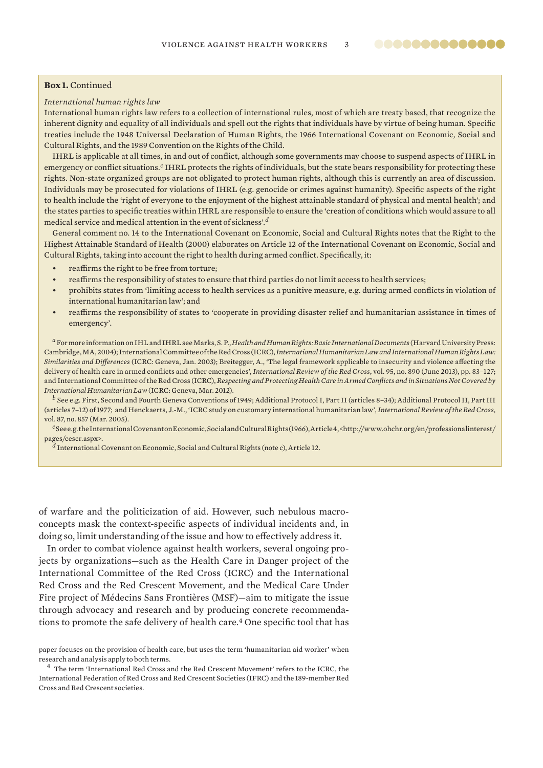**Box 1.** Continued

*International human rights law*

International human rights law refers to a collection of international rules, most of which are treaty based, that recognize the inherent dignity and equality of all individuals and spell out the rights that individuals have by virtue of being human. Specific treaties include the 1948 Universal Declaration of Human Rights, the 1966 International Covenant on Economic, Social and Cultural Rights, and the 1989 Convention on the Rights of the Child.

IHRL is applicable at all times, in and out of conflict, although some governments may choose to suspend aspects of IHRL in emergency or conflict situations.[c] IHRL protects the rights of individuals, but the state bears responsibility for protecting these rights. Non-state organized groups are not obligated to protect human rights, although this is currently an area of discussion. Individuals may be prosecuted for violations of IHRL (e.g. genocide or crimes against humanity). Specific aspects of the right to health include the 'right of everyone to the enjoyment of the highest attainable standard of physical and mental health'; and the states parties to specific treaties within IHRL are responsible to ensure the 'creation of conditions which would assure to all medical service and medical attention in the event of sickness'.[d]

General comment no. 14 to the International Covenant on Economic, Social and Cultural Rights notes that the Right to the Highest Attainable Standard of Health (2000) elaborates on Article 12 of the International Covenant on Economic, Social and Cultural Rights, taking into account the right to health during armed conflict. Specifically, it:

- reaffirms the right to be free from torture;
- reaffirms the responsibility of states to ensure that third parties do not limit access to health services;
- prohibits states from 'limiting access to health services as a punitive measure, e.g. during armed conflicts in violation of international humanitarian law'; and
- reaffirms the responsibility of states to 'cooperate in providing disaster relief and humanitarian assistance in times of emergency'.

[a] For more information on IHL and IHRL see Marks, S. P., *Health and Human Rights: Basic International Documents* (Harvard University Press: Cambridge, MA, 2004); International Committee of the Red Cross (ICRC), *International Humanitarian Law and International Human Rights Law: Similarities and Differences* (ICRC: Geneva, Jan. 2003); Breitegger, A., 'The legal framework applicable to insecurity and violence affecting the delivery of health care in armed conflicts and other emergencies', *International Review of the Red Cross*, vol. 95, no. 890 (June 2013), pp. 83–127; and International Committee of the Red Cross (ICRC), *Respecting and Protecting Health Care in Armed Conflicts and in Situations Not Covered by International Humanitarian Law* (ICRC: Geneva, Mar. 2012).

[b] See e.g. First, Second and Fourth Geneva Conventions of 1949; Additional Protocol I, Part II (articles 8–34); Additional Protocol II, Part III (articles 7–12) of 1977; and Henckaerts, J.-M., 'ICRC study on customary international humanitarian law', *International Review of the Red Cross*, vol. 87, no. 857 (Mar. 2005).

[c] See e.g. the International Covenant on Economic, Social and Cultural Rights (1966), Article 4, <http://www.ohchr.org/en/professionalinterest/pages/cescr.aspx>.

[d] International Covenant on Economic, Social and Cultural Rights (note c), Article 12.

of warfare and the politicization of aid. However, such nebulous macro-concepts mask the context-specific aspects of individual incidents and, in doing so, limit understanding of the issue and how to effectively address it.

In order to combat violence against health workers, several ongoing projects by organizations—such as the Health Care in Danger project of the International Committee of the Red Cross (ICRC) and the International Red Cross and the Red Crescent Movement, and the Medical Care Under Fire project of Médecins Sans Frontières (MSF)—aim to mitigate the issue through advocacy and research and by producing concrete recommendations to promote the safe delivery of health care.[4] One specific tool that has

paper focuses on the provision of health care, but uses the term 'humanitarian aid worker' when research and analysis apply to both terms.

[4] The term 'International Red Cross and the Red Crescent Movement' refers to the ICRC, the International Federation of Red Cross and Red Crescent Societies (IFRC) and the 189-member Red Cross and Red Crescent societies.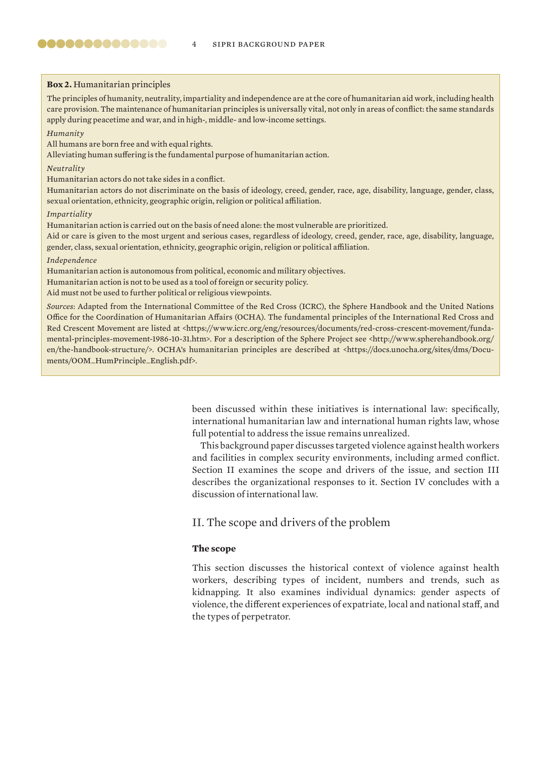**Box 2.** Humanitarian principles

The principles of humanity, neutrality, impartiality and independence are at the core of humanitarian aid work, including health care provision. The maintenance of humanitarian principles is universally vital, not only in areas of conflict: the same standards apply during peacetime and war, and in high-, middle- and low-income settings.

*Humanity*

All humans are born free and with equal rights.

Alleviating human suffering is the fundamental purpose of humanitarian action.

*Neutrality*

Humanitarian actors do not take sides in a conflict.

Humanitarian actors do not discriminate on the basis of ideology, creed, gender, race, age, disability, language, gender, class, sexual orientation, ethnicity, geographic origin, religion or political affiliation.

*Impartiality*

Humanitarian action is carried out on the basis of need alone: the most vulnerable are prioritized.

Aid or care is given to the most urgent and serious cases, regardless of ideology, creed, gender, race, age, disability, language, gender, class, sexual orientation, ethnicity, geographic origin, religion or political affiliation.

*Independence*

Humanitarian action is autonomous from political, economic and military objectives.

Humanitarian action is not to be used as a tool of foreign or security policy.

Aid must not be used to further political or religious viewpoints.

*Sources*: Adapted from the International Committee of the Red Cross (ICRC), the Sphere Handbook and the United Nations Office for the Coordination of Humanitarian Affairs (OCHA). The fundamental principles of the International Red Cross and Red Crescent Movement are listed at <https://www.icrc.org/eng/resources/documents/red-cross-crescent-movement/fundamental-principles-movement-1986-10-31.htm>. For a description of the Sphere Project see <http://www.spherehandbook.org/en/the-handbook-structure/>. OCHA's humanitarian principles are described at <https://docs.unocha.org/sites/dms/Documents/OOM_HumPrinciple_English.pdf>.

been discussed within these initiatives is international law: specifically, international humanitarian law and international human rights law, whose full potential to address the issue remains unrealized.

This background paper discusses targeted violence against health workers and facilities in complex security environments, including armed conflict. Section II examines the scope and drivers of the issue, and section III describes the organizational responses to it. Section IV concludes with a discussion of international law.

## II. The scope and drivers of the problem

### The scope

This section discusses the historical context of violence against health workers, describing types of incident, numbers and trends, such as kidnapping. It also examines individual dynamics: gender aspects of violence, the different experiences of expatriate, local and national staff, and the types of perpetrator.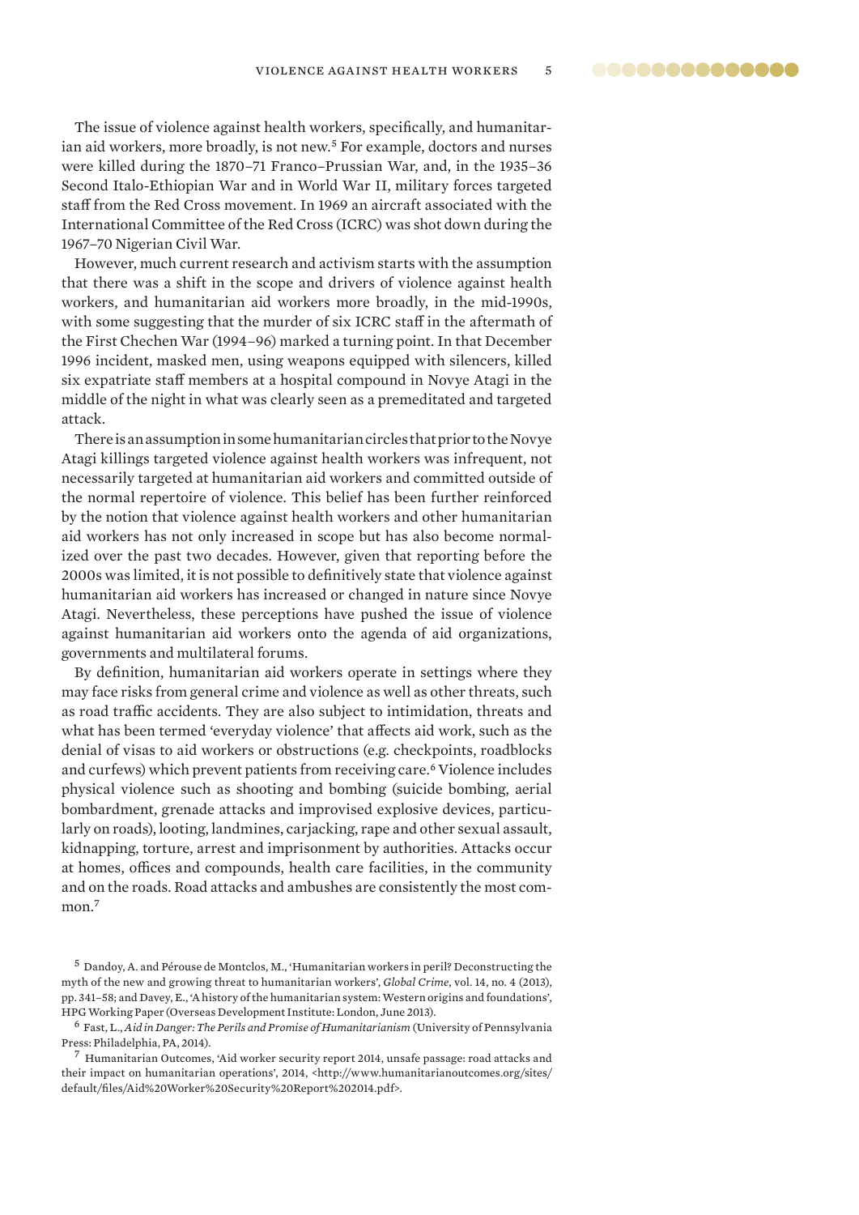The issue of violence against health workers, specifically, and humanitarian aid workers, more broadly, is not new.[5] For example, doctors and nurses were killed during the 1870–71 Franco–Prussian War, and, in the 1935–36 Second Italo-Ethiopian War and in World War II, military forces targeted staff from the Red Cross movement. In 1969 an aircraft associated with the International Committee of the Red Cross (ICRC) was shot down during the 1967–70 Nigerian Civil War.

However, much current research and activism starts with the assumption that there was a shift in the scope and drivers of violence against health workers, and humanitarian aid workers more broadly, in the mid-1990s, with some suggesting that the murder of six ICRC staff in the aftermath of the First Chechen War (1994–96) marked a turning point. In that December 1996 incident, masked men, using weapons equipped with silencers, killed six expatriate staff members at a hospital compound in Novye Atagi in the middle of the night in what was clearly seen as a premeditated and targeted attack.

There is an assumption in some humanitarian circles that prior to the Novye Atagi killings targeted violence against health workers was infrequent, not necessarily targeted at humanitarian aid workers and committed outside of the normal repertoire of violence. This belief has been further reinforced by the notion that violence against health workers and other humanitarian aid workers has not only increased in scope but has also become normalized over the past two decades. However, given that reporting before the 2000s was limited, it is not possible to definitively state that violence against humanitarian aid workers has increased or changed in nature since Novye Atagi. Nevertheless, these perceptions have pushed the issue of violence against humanitarian aid workers onto the agenda of aid organizations, governments and multilateral forums.

By definition, humanitarian aid workers operate in settings where they may face risks from general crime and violence as well as other threats, such as road traffic accidents. They are also subject to intimidation, threats and what has been termed 'everyday violence' that affects aid work, such as the denial of visas to aid workers or obstructions (e.g. checkpoints, roadblocks and curfews) which prevent patients from receiving care.[6] Violence includes physical violence such as shooting and bombing (suicide bombing, aerial bombardment, grenade attacks and improvised explosive devices, particularly on roads), looting, landmines, carjacking, rape and other sexual assault, kidnapping, torture, arrest and imprisonment by authorities. Attacks occur at homes, offices and compounds, health care facilities, in the community and on the roads. Road attacks and ambushes are consistently the most common.[7]

---

[5] Dandoy, A. and Pérouse de Montclos, M., 'Humanitarian workers in peril? Deconstructing the myth of the new and growing threat to humanitarian workers', *Global Crime*, vol. 14, no. 4 (2013), pp. 341–58; and Davey, E., 'A history of the humanitarian system: Western origins and foundations', HPG Working Paper (Overseas Development Institute: London, June 2013).

[6] Fast, L., *Aid in Danger: The Perils and Promise of Humanitarianism* (University of Pennsylvania Press: Philadelphia, PA, 2014).

[7] Humanitarian Outcomes, 'Aid worker security report 2014, unsafe passage: road attacks and their impact on humanitarian operations', 2014, <http://www.humanitarianoutcomes.org/sites/default/files/Aid%20Worker%20Security%20Report%202014.pdf>.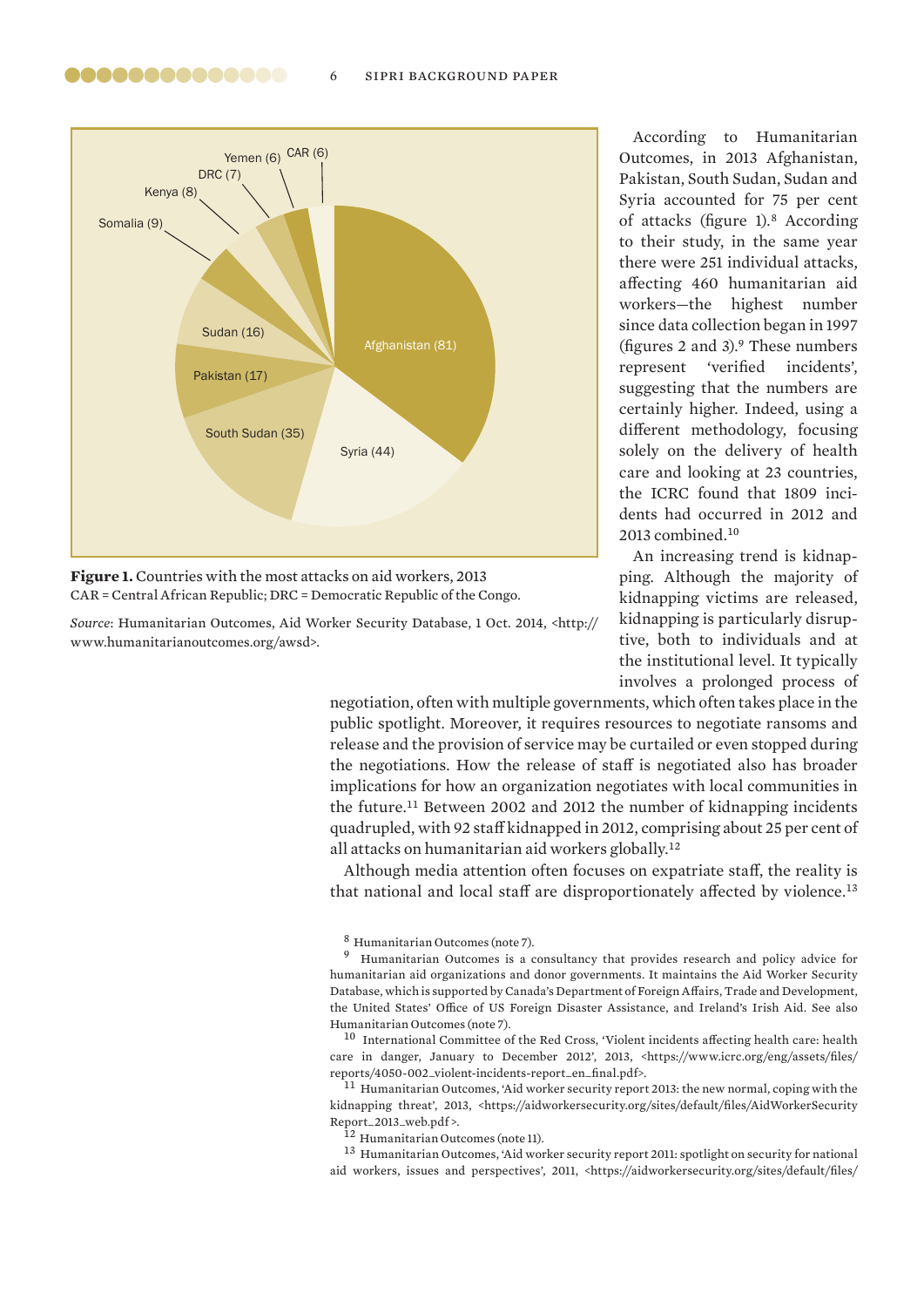Afghanistan (81)
Syria (44)
South Sudan (35)
Pakistan (17)
Sudan (16)
Somalia (9)
Kenya (8)
DRC (7)
Yemen (6)
CAR (6)

**Figure 1.** Countries with the most attacks on aid workers, 2013
CAR = Central African Republic; DRC = Democratic Republic of the Congo.

*Source*: Humanitarian Outcomes, Aid Worker Security Database, 1 Oct. 2014, <http://www.humanitarianoutcomes.org/awsd>.

According to Humanitarian Outcomes, in 2013 Afghanistan, Pakistan, South Sudan, Sudan and Syria accounted for 75 per cent of attacks (figure 1).[8] According to their study, in the same year there were 251 individual attacks, affecting 460 humanitarian aid workers—the highest number since data collection began in 1997 (figures 2 and 3).[9] These numbers represent 'verified incidents', suggesting that the numbers are certainly higher. Indeed, using a different methodology, focusing solely on the delivery of health care and looking at 23 countries, the ICRC found that 1809 incidents had occurred in 2012 and 2013 combined.[10]

An increasing trend is kidnapping. Although the majority of kidnapping victims are released, kidnapping is particularly disruptive, both to individuals and at the institutional level. It typically involves a prolonged process of negotiation, often with multiple governments, which often takes place in the public spotlight. Moreover, it requires resources to negotiate ransoms and release and the provision of service may be curtailed or even stopped during the negotiations. How the release of staff is negotiated also has broader implications for how an organization negotiates with local communities in the future.[11] Between 2002 and 2012 the number of kidnapping incidents quadrupled, with 92 staff kidnapped in 2012, comprising about 25 per cent of all attacks on humanitarian aid workers globally.[12]

Although media attention often focuses on expatriate staff, the reality is that national and local staff are disproportionately affected by violence.[13]

[8] Humanitarian Outcomes (note 7).

[9] Humanitarian Outcomes is a consultancy that provides research and policy advice for humanitarian aid organizations and donor governments. It maintains the Aid Worker Security Database, which is supported by Canada's Department of Foreign Affairs, Trade and Development, the United States' Office of US Foreign Disaster Assistance, and Ireland's Irish Aid. See also Humanitarian Outcomes (note 7).

[10] International Committee of the Red Cross, 'Violent incidents affecting health care: health care in danger, January to December 2012', 2013, <https://www.icrc.org/eng/assets/files/reports/4050-002_violent-incidents-report_en_final.pdf>.

[11] Humanitarian Outcomes, 'Aid worker security report 2013: the new normal, coping with the kidnapping threat', 2013, <https://aidworkersecurity.org/sites/default/files/AidWorkerSecurityReport_2013_web.pdf>.

[12] Humanitarian Outcomes (note 11).

[13] Humanitarian Outcomes, 'Aid worker security report 2011: spotlight on security for national aid workers, issues and perspectives', 2011, <https://aidworkersecurity.org/sites/default/files/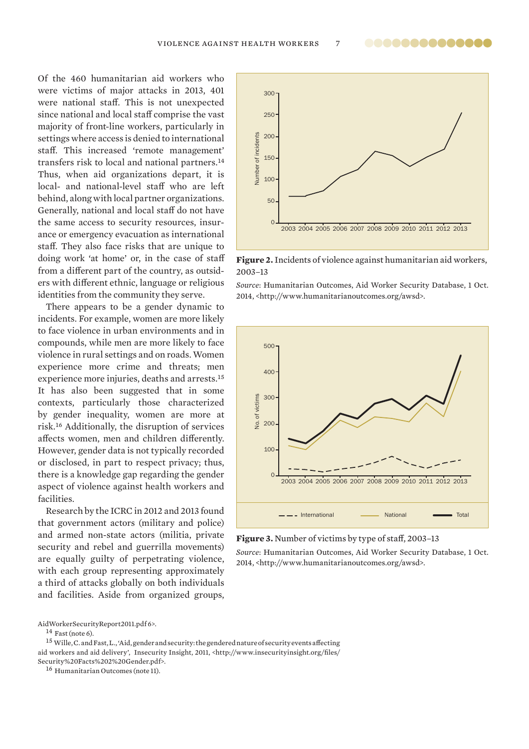Of the 460 humanitarian aid workers who were victims of major attacks in 2013, 401 were national staff. This is not unexpected since national and local staff comprise the vast majority of front-line workers, particularly in settings where access is denied to international staff. This increased 'remote management' transfers risk to local and national partners.[14] Thus, when aid organizations depart, it is local- and national-level staff who are left behind, along with local partner organizations. Generally, national and local staff do not have the same access to security resources, insurance or emergency evacuation as international staff. They also face risks that are unique to doing work 'at home' or, in the case of staff from a different part of the country, as outsiders with different ethnic, language or religious identities from the community they serve.

There appears to be a gender dynamic to incidents. For example, women are more likely to face violence in urban environments and in compounds, while men are more likely to face violence in rural settings and on roads. Women experience more crime and threats; men experience more injuries, deaths and arrests.[15] It has also been suggested that in some contexts, particularly those characterized by gender inequality, women are more at risk.[16] Additionally, the disruption of services affects women, men and children differently. However, gender data is not typically recorded or disclosed, in part to respect privacy; thus, there is a knowledge gap regarding the gender aspect of violence against health workers and facilities.

Research by the ICRC in 2012 and 2013 found that government actors (military and police) and armed non-state actors (militia, private security and rebel and guerrilla movements) are equally guilty of perpetrating violence, with each group representing approximately a third of attacks globally on both individuals and facilities. Aside from organized groups,

**Figure 2.** Incidents of violence against humanitarian aid workers, 2003–13

*Source*: Humanitarian Outcomes, Aid Worker Security Database, 1 Oct. 2014, <http://www.humanitarianoutcomes.org/awsd>.

**Figure 3.** Number of victims by type of staff, 2003–13

*Source*: Humanitarian Outcomes, Aid Worker Security Database, 1 Oct. 2014, <http://www.humanitarianoutcomes.org/awsd>.

AidWorkerSecurityReport2011.pdf 6>.

[14] Fast (note 6).

[15] Wille, C. and Fast, L., 'Aid, gender and security: the gendered nature of security events affecting aid workers and aid delivery', Insecurity Insight, 2011, <http://www.insecurityinsight.org/files/Security%20Facts%202%20Gender.pdf>.

[16] Humanitarian Outcomes (note 11).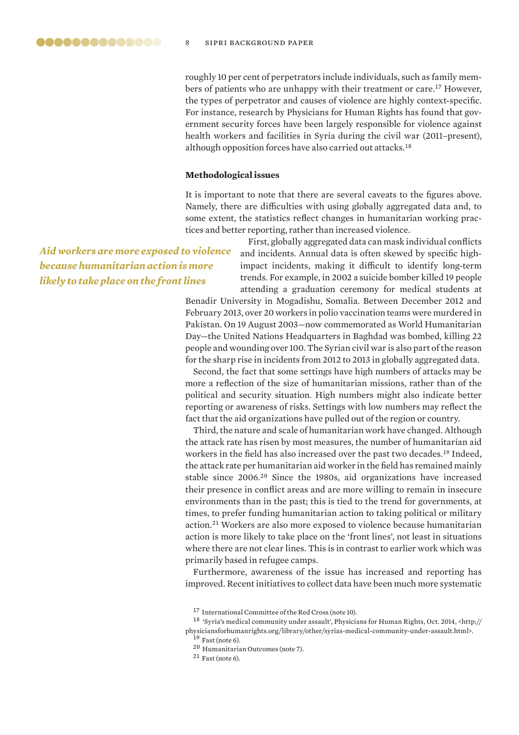roughly 10 per cent of perpetrators include individuals, such as family members of patients who are unhappy with their treatment or care.[17] However, the types of perpetrator and causes of violence are highly context-specific. For instance, research by Physicians for Human Rights has found that government security forces have been largely responsible for violence against health workers and facilities in Syria during the civil war (2011–present), although opposition forces have also carried out attacks.[18]

### Methodological issues

It is important to note that there are several caveats to the figures above. Namely, there are difficulties with using globally aggregated data and, to some extent, the statistics reflect changes in humanitarian working practices and better reporting, rather than increased violence.

*Aid workers are more exposed to violence because humanitarian action is more likely to take place on the front lines*

First, globally aggregated data can mask individual conflicts and incidents. Annual data is often skewed by specific high-impact incidents, making it difficult to identify long-term trends. For example, in 2002 a suicide bomber killed 19 people attending a graduation ceremony for medical students at Benadir University in Mogadishu, Somalia. Between December 2012 and February 2013, over 20 workers in polio vaccination teams were murdered in Pakistan. On 19 August 2003—now commemorated as World Humanitarian Day—the United Nations Headquarters in Baghdad was bombed, killing 22 people and wounding over 100. The Syrian civil war is also part of the reason for the sharp rise in incidents from 2012 to 2013 in globally aggregated data.

Second, the fact that some settings have high numbers of attacks may be more a reflection of the size of humanitarian missions, rather than of the political and security situation. High numbers might also indicate better reporting or awareness of risks. Settings with low numbers may reflect the fact that the aid organizations have pulled out of the region or country.

Third, the nature and scale of humanitarian work have changed. Although the attack rate has risen by most measures, the number of humanitarian aid workers in the field has also increased over the past two decades.[19] Indeed, the attack rate per humanitarian aid worker in the field has remained mainly stable since 2006.[20] Since the 1980s, aid organizations have increased their presence in conflict areas and are more willing to remain in insecure environments than in the past; this is tied to the trend for governments, at times, to prefer funding humanitarian action to taking political or military action.[21] Workers are also more exposed to violence because humanitarian action is more likely to take place on the 'front lines', not least in situations where there are not clear lines. This is in contrast to earlier work which was primarily based in refugee camps.

Furthermore, awareness of the issue has increased and reporting has improved. Recent initiatives to collect data have been much more systematic

---

[17] International Committee of the Red Cross (note 10).

[18] 'Syria's medical community under assault', Physicians for Human Rights, Oct. 2014, <http://physiciansforhumanrights.org/library/other/syrias-medical-community-under-assault.html>.

[19] Fast (note 6).

[20] Humanitarian Outcomes (note 7).

[21] Fast (note 6).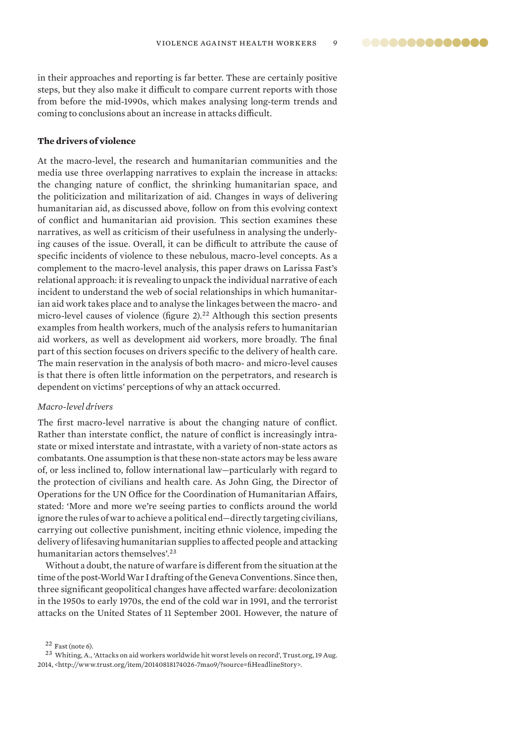in their approaches and reporting is far better. These are certainly positive steps, but they also make it difficult to compare current reports with those from before the mid-1990s, which makes analysing long-term trends and coming to conclusions about an increase in attacks difficult.

**The drivers of violence**

At the macro-level, the research and humanitarian communities and the media use three overlapping narratives to explain the increase in attacks: the changing nature of conflict, the shrinking humanitarian space, and the politicization and militarization of aid. Changes in ways of delivering humanitarian aid, as discussed above, follow on from this evolving context of conflict and humanitarian aid provision. This section examines these narratives, as well as criticism of their usefulness in analysing the underlying causes of the issue. Overall, it can be difficult to attribute the cause of specific incidents of violence to these nebulous, macro-level concepts. As a complement to the macro-level analysis, this paper draws on Larissa Fast's relational approach: it is revealing to unpack the individual narrative of each incident to understand the web of social relationships in which humanitarian aid work takes place and to analyse the linkages between the macro- and micro-level causes of violence (figure 2).[22] Although this section presents examples from health workers, much of the analysis refers to humanitarian aid workers, as well as development aid workers, more broadly. The final part of this section focuses on drivers specific to the delivery of health care. The main reservation in the analysis of both macro- and micro-level causes is that there is often little information on the perpetrators, and research is dependent on victims' perceptions of why an attack occurred.

*Macro-level drivers*

The first macro-level narrative is about the changing nature of conflict. Rather than interstate conflict, the nature of conflict is increasingly intrastate or mixed interstate and intrastate, with a variety of non-state actors as combatants. One assumption is that these non-state actors may be less aware of, or less inclined to, follow international law—particularly with regard to the protection of civilians and health care. As John Ging, the Director of Operations for the UN Office for the Coordination of Humanitarian Affairs, stated: 'More and more we're seeing parties to conflicts around the world ignore the rules of war to achieve a political end—directly targeting civilians, carrying out collective punishment, inciting ethnic violence, impeding the delivery of lifesaving humanitarian supplies to affected people and attacking humanitarian actors themselves'.[23]

Without a doubt, the nature of warfare is different from the situation at the time of the post-World War I drafting of the Geneva Conventions. Since then, three significant geopolitical changes have affected warfare: decolonization in the 1950s to early 1970s, the end of the cold war in 1991, and the terrorist attacks on the United States of 11 September 2001. However, the nature of

[22] Fast (note 6).

[23] Whiting, A., 'Attacks on aid workers worldwide hit worst levels on record', Trust.org, 19 Aug. 2014, <http://www.trust.org/item/20140818174026-7mao9/?source=fiHeadlineStory>.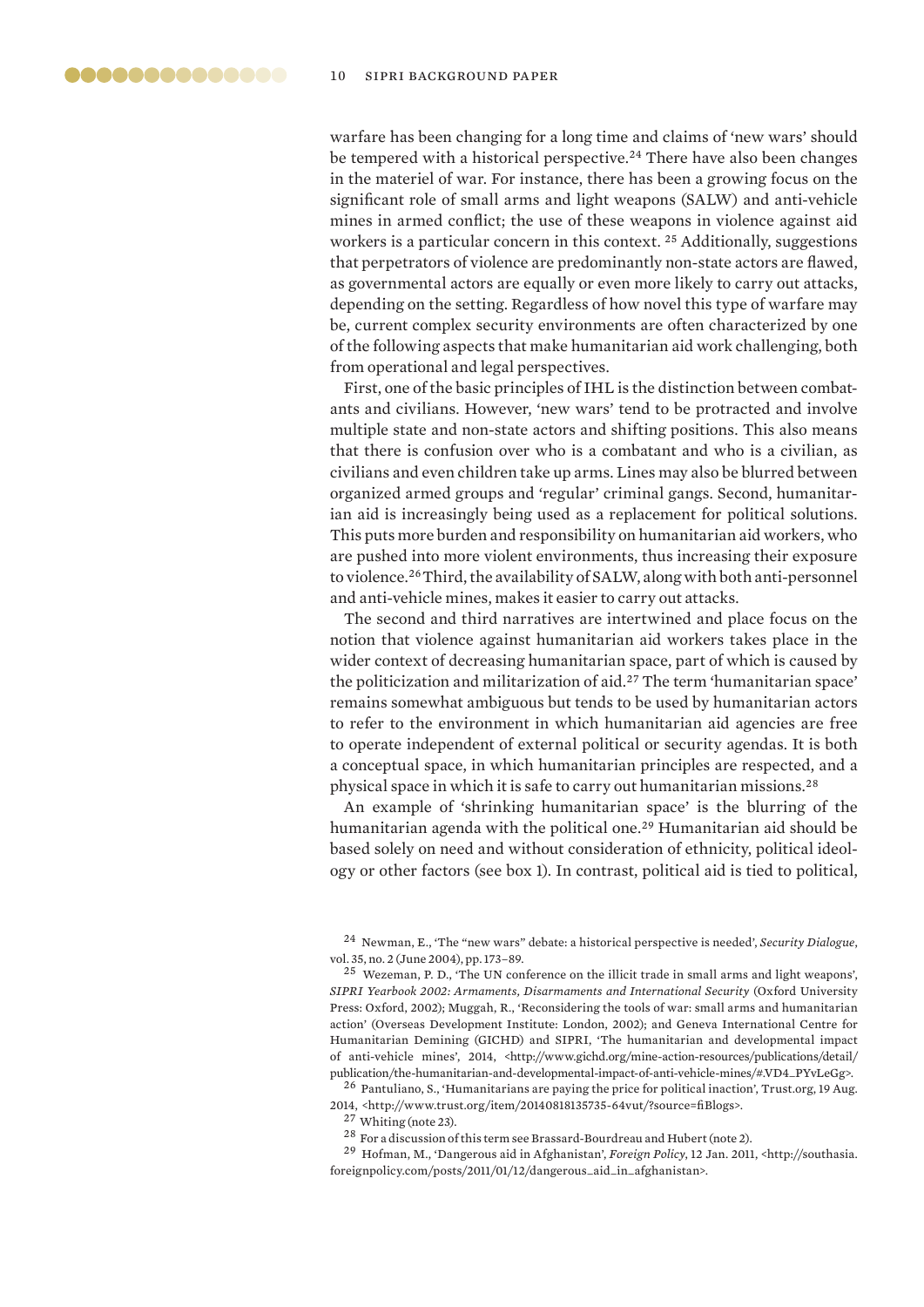warfare has been changing for a long time and claims of 'new wars' should be tempered with a historical perspective.[24] There have also been changes in the materiel of war. For instance, there has been a growing focus on the significant role of small arms and light weapons (SALW) and anti-vehicle mines in armed conflict; the use of these weapons in violence against aid workers is a particular concern in this context. [25] Additionally, suggestions that perpetrators of violence are predominantly non-state actors are flawed, as governmental actors are equally or even more likely to carry out attacks, depending on the setting. Regardless of how novel this type of warfare may be, current complex security environments are often characterized by one of the following aspects that make humanitarian aid work challenging, both from operational and legal perspectives.

First, one of the basic principles of IHL is the distinction between combatants and civilians. However, 'new wars' tend to be protracted and involve multiple state and non-state actors and shifting positions. This also means that there is confusion over who is a combatant and who is a civilian, as civilians and even children take up arms. Lines may also be blurred between organized armed groups and 'regular' criminal gangs. Second, humanitarian aid is increasingly being used as a replacement for political solutions. This puts more burden and responsibility on humanitarian aid workers, who are pushed into more violent environments, thus increasing their exposure to violence.[26] Third, the availability of SALW, along with both anti-personnel and anti-vehicle mines, makes it easier to carry out attacks.

The second and third narratives are intertwined and place focus on the notion that violence against humanitarian aid workers takes place in the wider context of decreasing humanitarian space, part of which is caused by the politicization and militarization of aid.[27] The term 'humanitarian space' remains somewhat ambiguous but tends to be used by humanitarian actors to refer to the environment in which humanitarian aid agencies are free to operate independent of external political or security agendas. It is both a conceptual space, in which humanitarian principles are respected, and a physical space in which it is safe to carry out humanitarian missions.[28]

An example of 'shrinking humanitarian space' is the blurring of the humanitarian agenda with the political one.[29] Humanitarian aid should be based solely on need and without consideration of ethnicity, political ideology or other factors (see box 1). In contrast, political aid is tied to political,

[24] Newman, E., 'The "new wars" debate: a historical perspective is needed', *Security Dialogue*, vol. 35, no. 2 (June 2004), pp. 173–89.

[25] Wezeman, P. D., 'The UN conference on the illicit trade in small arms and light weapons', *SIPRI Yearbook 2002: Armaments, Disarmaments and International Security* (Oxford University Press: Oxford, 2002); Muggah, R., 'Reconsidering the tools of war: small arms and humanitarian action' (Overseas Development Institute: London, 2002); and Geneva International Centre for Humanitarian Demining (GICHD) and SIPRI, 'The humanitarian and developmental impact of anti-vehicle mines', 2014, <http://www.gichd.org/mine-action-resources/publications/detail/publication/the-humanitarian-and-developmental-impact-of-anti-vehicle-mines/#.VD4_PYvLeGg>.

[26] Pantuliano, S., 'Humanitarians are paying the price for political inaction', Trust.org, 19 Aug. 2014, <http://www.trust.org/item/20140818135735-64vut/?source=fiBlogs>.

[27] Whiting (note 23).

[28] For a discussion of this term see Brassard-Bourdreau and Hubert (note 2).

[29] Hofman, M., 'Dangerous aid in Afghanistan', *Foreign Policy*, 12 Jan. 2011, <http://southasia.foreignpolicy.com/posts/2011/01/12/dangerous_aid_in_afghanistan>.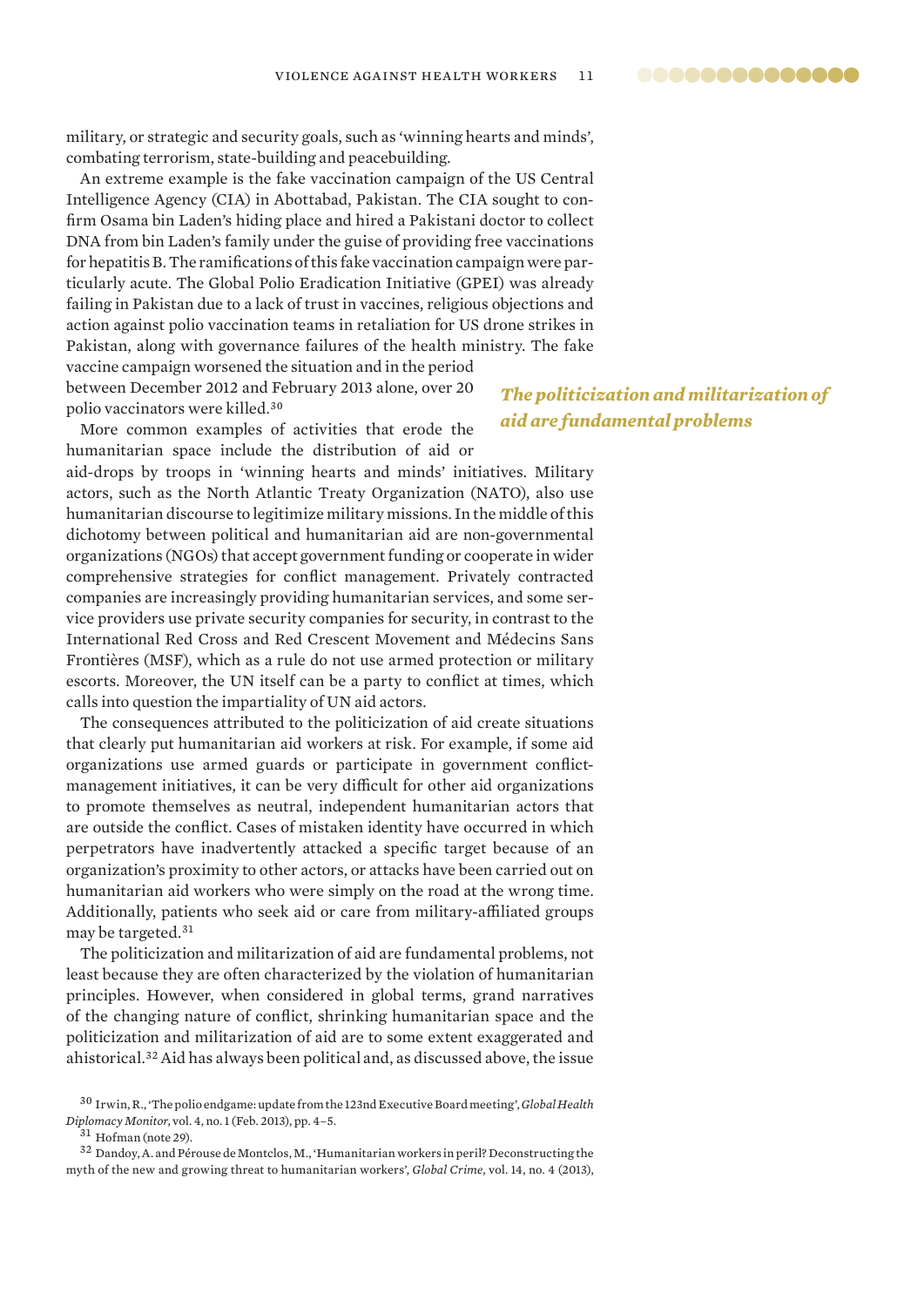military, or strategic and security goals, such as 'winning hearts and minds', combating terrorism, state-building and peacebuilding.

An extreme example is the fake vaccination campaign of the US Central Intelligence Agency (CIA) in Abbottabad, Pakistan. The CIA sought to confirm Osama bin Laden's hiding place and hired a Pakistani doctor to collect DNA from bin Laden's family under the guise of providing free vaccinations for hepatitis B. The ramifications of this fake vaccination campaign were particularly acute. The Global Polio Eradication Initiative (GPEI) was already failing in Pakistan due to a lack of trust in vaccines, religious objections and action against polio vaccination teams in retaliation for US drone strikes in Pakistan, along with governance failures of the health ministry. The fake vaccine campaign worsened the situation and in the period between December 2012 and February 2013 alone, over 20 polio vaccinators were killed.[30]

*The politicization and militarization of aid are fundamental problems*

More common examples of activities that erode the humanitarian space include the distribution of aid or aid-drops by troops in 'winning hearts and minds' initiatives. Military actors, such as the North Atlantic Treaty Organization (NATO), also use humanitarian discourse to legitimize military missions. In the middle of this dichotomy between political and humanitarian aid are non-governmental organizations (NGOs) that accept government funding or cooperate in wider comprehensive strategies for conflict management. Privately contracted companies are increasingly providing humanitarian services, and some service providers use private security companies for security, in contrast to the International Red Cross and Red Crescent Movement and Médecins Sans Frontières (MSF), which as a rule do not use armed protection or military escorts. Moreover, the UN itself can be a party to conflict at times, which calls into question the impartiality of UN aid actors.

The consequences attributed to the politicization of aid create situations that clearly put humanitarian aid workers at risk. For example, if some aid organizations use armed guards or participate in government conflict-management initiatives, it can be very difficult for other aid organizations to promote themselves as neutral, independent humanitarian actors that are outside the conflict. Cases of mistaken identity have occurred in which perpetrators have inadvertently attacked a specific target because of an organization's proximity to other actors, or attacks have been carried out on humanitarian aid workers who were simply on the road at the wrong time. Additionally, patients who seek aid or care from military-affiliated groups may be targeted.[31]

The politicization and militarization of aid are fundamental problems, not least because they are often characterized by the violation of humanitarian principles. However, when considered in global terms, grand narratives of the changing nature of conflict, shrinking humanitarian space and the politicization and militarization of aid are to some extent exaggerated and ahistorical.[32] Aid has always been political and, as discussed above, the issue

[30] Irwin, R., 'The polio endgame: update from the 123nd Executive Board meeting', *Global Health Diplomacy Monitor*, vol. 4, no. 1 (Feb. 2013), pp. 4–5.

[31] Hofman (note 29).

[32] Dandoy, A. and Pérouse de Montclos, M., 'Humanitarian workers in peril? Deconstructing the myth of the new and growing threat to humanitarian workers', *Global Crime*, vol. 14, no. 4 (2013),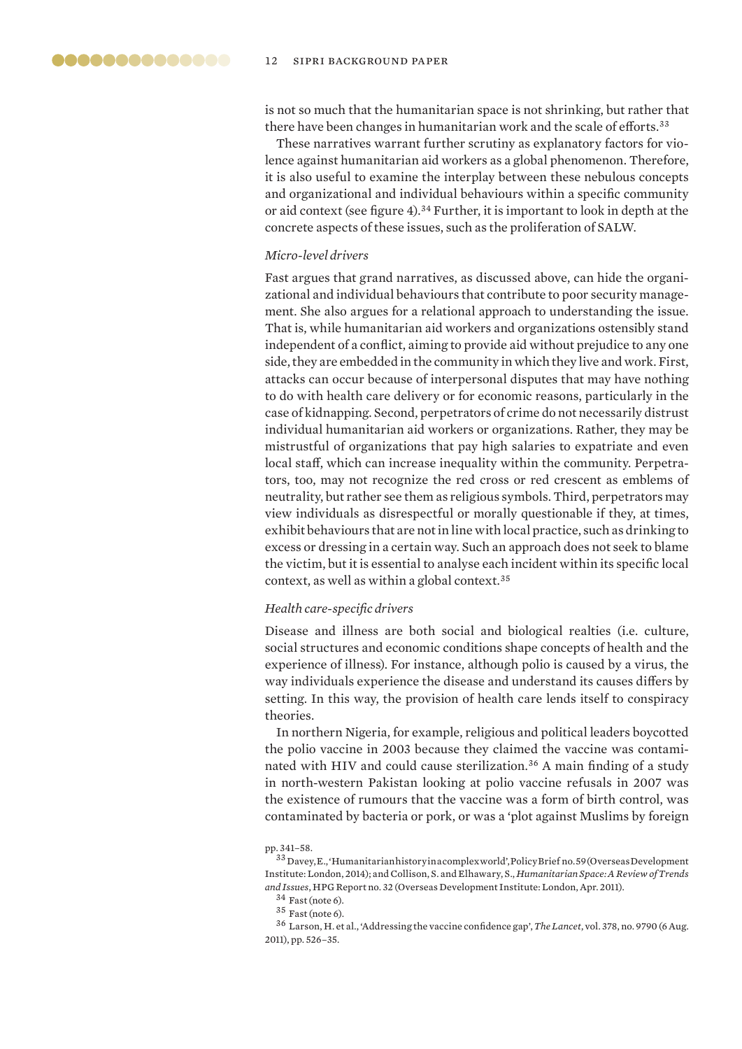is not so much that the humanitarian space is not shrinking, but rather that there have been changes in humanitarian work and the scale of efforts.[33]

These narratives warrant further scrutiny as explanatory factors for violence against humanitarian aid workers as a global phenomenon. Therefore, it is also useful to examine the interplay between these nebulous concepts and organizational and individual behaviours within a specific community or aid context (see figure 4).[34] Further, it is important to look in depth at the concrete aspects of these issues, such as the proliferation of SALW.

*Micro-level drivers*

Fast argues that grand narratives, as discussed above, can hide the organizational and individual behaviours that contribute to poor security management. She also argues for a relational approach to understanding the issue. That is, while humanitarian aid workers and organizations ostensibly stand independent of a conflict, aiming to provide aid without prejudice to any one side, they are embedded in the community in which they live and work. First, attacks can occur because of interpersonal disputes that may have nothing to do with health care delivery or for economic reasons, particularly in the case of kidnapping. Second, perpetrators of crime do not necessarily distrust individual humanitarian aid workers or organizations. Rather, they may be mistrustful of organizations that pay high salaries to expatriate and even local staff, which can increase inequality within the community. Perpetrators, too, may not recognize the red cross or red crescent as emblems of neutrality, but rather see them as religious symbols. Third, perpetrators may view individuals as disrespectful or morally questionable if they, at times, exhibit behaviours that are not in line with local practice, such as drinking to excess or dressing in a certain way. Such an approach does not seek to blame the victim, but it is essential to analyse each incident within its specific local context, as well as within a global context.[35]

*Health care-specific drivers*

Disease and illness are both social and biological realties (i.e. culture, social structures and economic conditions shape concepts of health and the experience of illness). For instance, although polio is caused by a virus, the way individuals experience the disease and understand its causes differs by setting. In this way, the provision of health care lends itself to conspiracy theories.

In northern Nigeria, for example, religious and political leaders boycotted the polio vaccine in 2003 because they claimed the vaccine was contaminated with HIV and could cause sterilization.[36] A main finding of a study in north-western Pakistan looking at polio vaccine refusals in 2007 was the existence of rumours that the vaccine was a form of birth control, was contaminated by bacteria or pork, or was a 'plot against Muslims by foreign

pp. 341–58.

[33] Davey, E., 'Humanitarian history in a complex world', Policy Brief no. 59 (Overseas Development Institute: London, 2014); and Collison, S. and Elhawary, S., *Humanitarian Space: A Review of Trends and Issues*, HPG Report no. 32 (Overseas Development Institute: London, Apr. 2011).

[34] Fast (note 6).

[35] Fast (note 6).

[36] Larson, H. et al., 'Addressing the vaccine confidence gap', *The Lancet*, vol. 378, no. 9790 (6 Aug. 2011), pp. 526–35.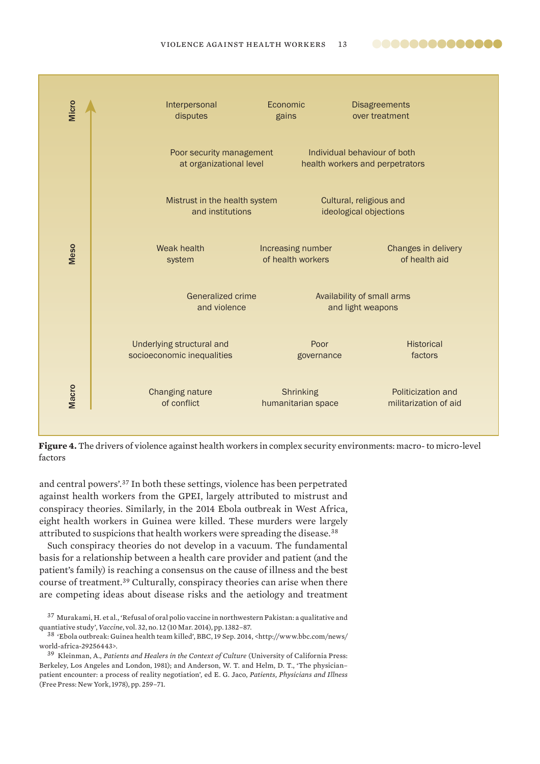Micro

Interpersonal disputes | Economic gains | Disagreements over treatment

Poor security management at organizational level | Individual behaviour of both health workers and perpetrators

Mistrust in the health system and institutions | Cultural, religious and ideological objections

Meso

Weak health system | Increasing number of health workers | Changes in delivery of health aid

Generalized crime and violence | Availability of small arms and light weapons

Underlying structural and socioeconomic inequalities | Poor governance | Historical factors

Macro

Changing nature of conflict | Shrinking humanitarian space | Politicization and militarization of aid

**Figure 4.** The drivers of violence against health workers in complex security environments: macro- to micro-level factors

and central powers'.[37] In both these settings, violence has been perpetrated against health workers from the GPEI, largely attributed to mistrust and conspiracy theories. Similarly, in the 2014 Ebola outbreak in West Africa, eight health workers in Guinea were killed. These murders were largely attributed to suspicions that health workers were spreading the disease.[38]

Such conspiracy theories do not develop in a vacuum. The fundamental basis for a relationship between a health care provider and patient (and the patient's family) is reaching a consensus on the cause of illness and the best course of treatment.[39] Culturally, conspiracy theories can arise when there are competing ideas about disease risks and the aetiology and treatment

[37] Murakami, H. et al., 'Refusal of oral polio vaccine in northwestern Pakistan: a qualitative and quantiative study', *Vaccine*, vol. 32, no. 12 (10 Mar. 2014), pp. 1382–87.

[38] 'Ebola outbreak: Guinea health team killed', BBC, 19 Sep. 2014, <http://www.bbc.com/news/world-africa-29256443>.

[39] Kleinman, A., *Patients and Healers in the Context of Culture* (University of California Press: Berkeley, Los Angeles and London, 1981); and Anderson, W. T. and Helm, D. T., 'The physician–patient encounter: a process of reality negotiation', ed E. G. Jaco, *Patients, Physicians and Illness* (Free Press: New York, 1978), pp. 259–71.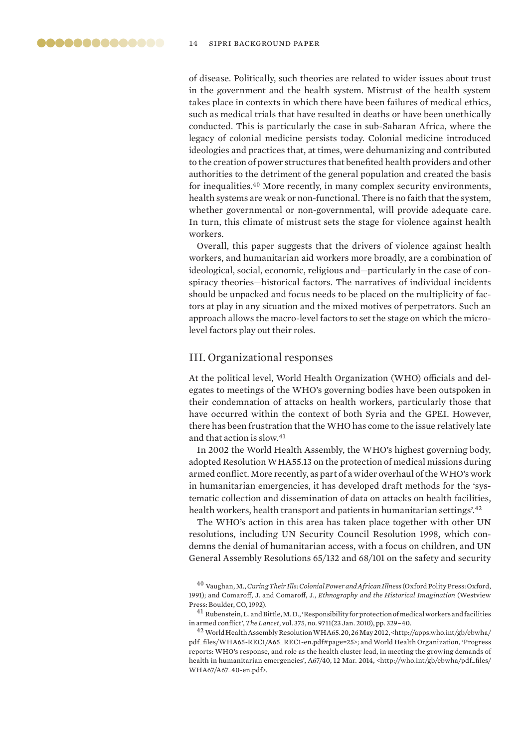of disease. Politically, such theories are related to wider issues about trust in the government and the health system. Mistrust of the health system takes place in contexts in which there have been failures of medical ethics, such as medical trials that have resulted in deaths or have been unethically conducted. This is particularly the case in sub-Saharan Africa, where the legacy of colonial medicine persists today. Colonial medicine introduced ideologies and practices that, at times, were dehumanizing and contributed to the creation of power structures that benefited health providers and other authorities to the detriment of the general population and created the basis for inequalities.[40] More recently, in many complex security environments, health systems are weak or non-functional. There is no faith that the system, whether governmental or non-governmental, will provide adequate care. In turn, this climate of mistrust sets the stage for violence against health workers.

Overall, this paper suggests that the drivers of violence against health workers, and humanitarian aid workers more broadly, are a combination of ideological, social, economic, religious and—particularly in the case of conspiracy theories—historical factors. The narratives of individual incidents should be unpacked and focus needs to be placed on the multiplicity of factors at play in any situation and the mixed motives of perpetrators. Such an approach allows the macro-level factors to set the stage on which the micro-level factors play out their roles.

## III. Organizational responses

At the political level, World Health Organization (WHO) officials and delegates to meetings of the WHO's governing bodies have been outspoken in their condemnation of attacks on health workers, particularly those that have occurred within the context of both Syria and the GPEI. However, there has been frustration that the WHO has come to the issue relatively late and that action is slow.[41]

In 2002 the World Health Assembly, the WHO's highest governing body, adopted Resolution WHA55.13 on the protection of medical missions during armed conflict. More recently, as part of a wider overhaul of the WHO's work in humanitarian emergencies, it has developed draft methods for the 'systematic collection and dissemination of data on attacks on health facilities, health workers, health transport and patients in humanitarian settings'.[42]

The WHO's action in this area has taken place together with other UN resolutions, including UN Security Council Resolution 1998, which condemns the denial of humanitarian access, with a focus on children, and UN General Assembly Resolutions 65/132 and 68/101 on the safety and security

[40] Vaughan, M., *Curing Their Ills: Colonial Power and African Illness* (Oxford Polity Press: Oxford, 1991); and Comaroff, J. and Comaroff, J., *Ethnography and the Historical Imagination* (Westview Press: Boulder, CO, 1992).

[41] Rubenstein, L. and Bittle, M. D., 'Responsibility for protection of medical workers and facilities in armed conflict', *The Lancet*, vol. 375, no. 9711(23 Jan. 2010), pp. 329–40.

[42] World Health Assembly Resolution WHA65.20, 26 May 2012, <http://apps.who.int/gb/ebwha/pdf_files/WHA65-REC1/A65_REC1-en.pdf#page=25>; and World Health Organization, 'Progress reports: WHO's response, and role as the health cluster lead, in meeting the growing demands of health in humanitarian emergencies', A67/40, 12 Mar. 2014, <http://who.int/gb/ebwha/pdf_files/WHA67/A67_40-en.pdf>.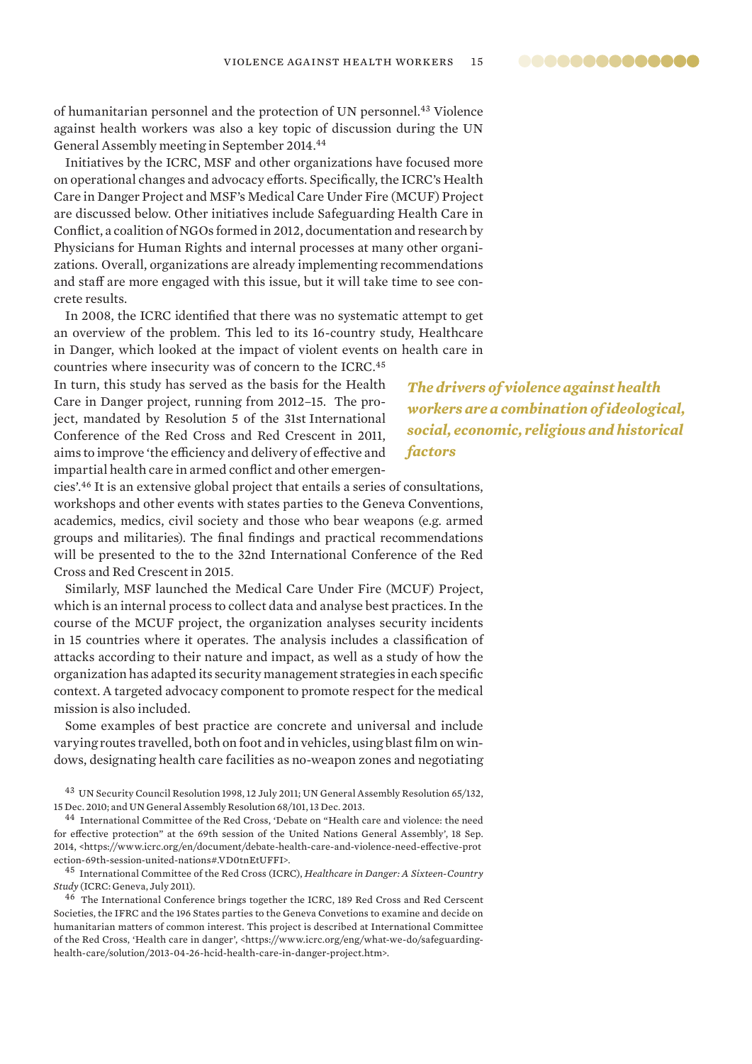of humanitarian personnel and the protection of UN personnel.[43] Violence against health workers was also a key topic of discussion during the UN General Assembly meeting in September 2014.[44]

Initiatives by the ICRC, MSF and other organizations have focused more on operational changes and advocacy efforts. Specifically, the ICRC's Health Care in Danger Project and MSF's Medical Care Under Fire (MCUF) Project are discussed below. Other initiatives include Safeguarding Health Care in Conflict, a coalition of NGOs formed in 2012, documentation and research by Physicians for Human Rights and internal processes at many other organizations. Overall, organizations are already implementing recommendations and staff are more engaged with this issue, but it will take time to see concrete results.

In 2008, the ICRC identified that there was no systematic attempt to get an overview of the problem. This led to its 16-country study, Healthcare in Danger, which looked at the impact of violent events on health care in countries where insecurity was of concern to the ICRC.[45] In turn, this study has served as the basis for the Health Care in Danger project, running from 2012–15. The project, mandated by Resolution 5 of the 31st International Conference of the Red Cross and Red Crescent in 2011, aims to improve 'the efficiency and delivery of effective and impartial health care in armed conflict and other emergencies'.[46] It is an extensive global project that entails a series of consultations, workshops and other events with states parties to the Geneva Conventions, academics, medics, civil society and those who bear weapons (e.g. armed groups and militaries). The final findings and practical recommendations will be presented to the to the 32nd International Conference of the Red Cross and Red Crescent in 2015.

***The drivers of violence against health workers are a combination of ideological, social, economic, religious and historical factors***

Similarly, MSF launched the Medical Care Under Fire (MCUF) Project, which is an internal process to collect data and analyse best practices. In the course of the MCUF project, the organization analyses security incidents in 15 countries where it operates. The analysis includes a classification of attacks according to their nature and impact, as well as a study of how the organization has adapted its security management strategies in each specific context. A targeted advocacy component to promote respect for the medical mission is also included.

Some examples of best practice are concrete and universal and include varying routes travelled, both on foot and in vehicles, using blast film on windows, designating health care facilities as no-weapon zones and negotiating

[43] UN Security Council Resolution 1998, 12 July 2011; UN General Assembly Resolution 65/132, 15 Dec. 2010; and UN General Assembly Resolution 68/101, 13 Dec. 2013.

[44] International Committee of the Red Cross, 'Debate on "Health care and violence: the need for effective protection" at the 69th session of the United Nations General Assembly', 18 Sep. 2014, <https://www.icrc.org/en/document/debate-health-care-and-violence-need-effective-protection-69th-session-united-nations#.VD0tnEtUFFI>.

[45] International Committee of the Red Cross (ICRC), *Healthcare in Danger: A Sixteen-Country Study* (ICRC: Geneva, July 2011).

[46] The International Conference brings together the ICRC, 189 Red Cross and Red Cerscent Societies, the IFRC and the 196 States parties to the Geneva Convetions to examine and decide on humanitarian matters of common interest. This project is described at International Committee of the Red Cross, 'Health care in danger', <https://www.icrc.org/eng/what-we-do/safeguarding-health-care/solution/2013-04-26-hcid-health-care-in-danger-project.htm>.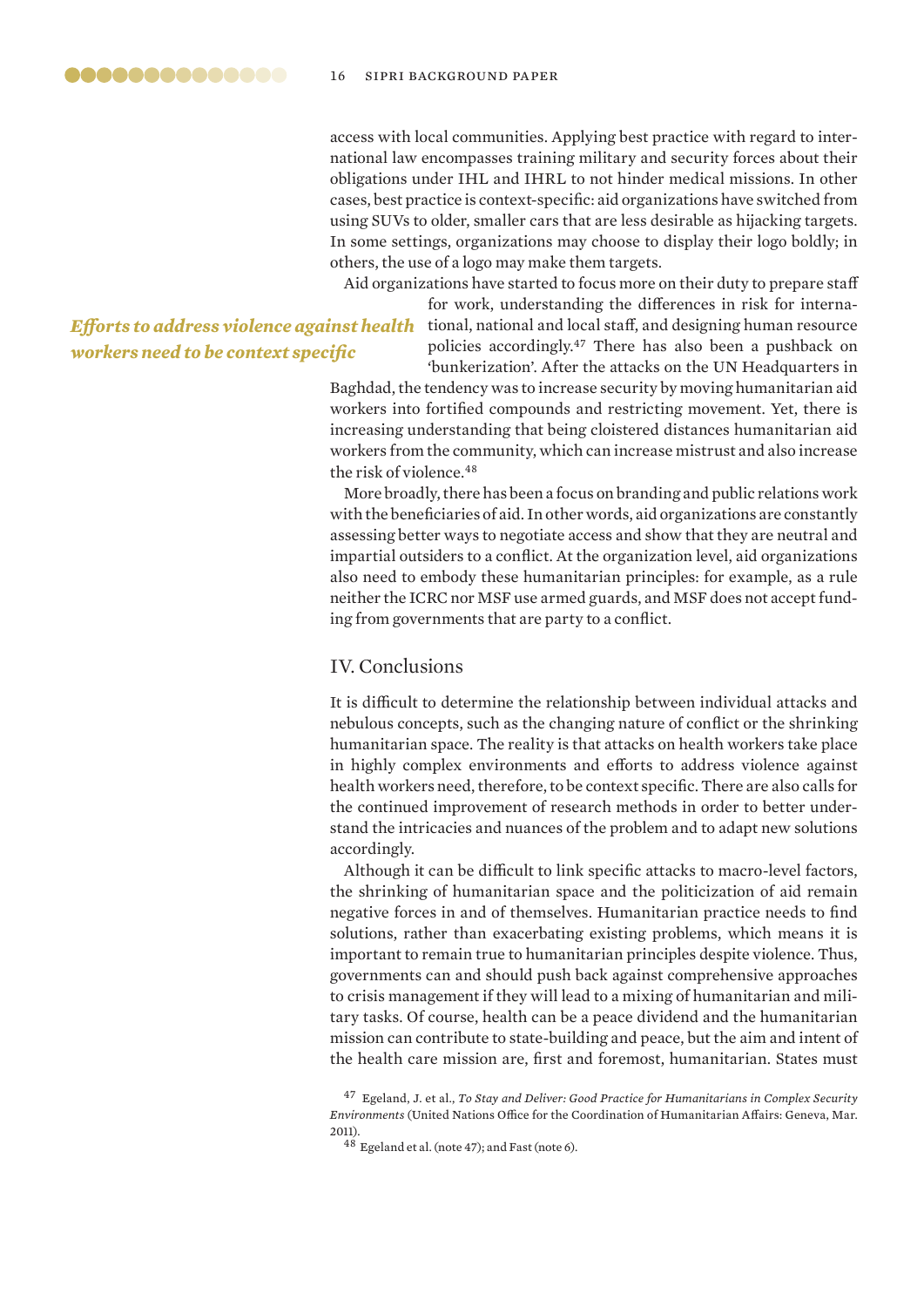access with local communities. Applying best practice with regard to international law encompasses training military and security forces about their obligations under IHL and IHRL to not hinder medical missions. In other cases, best practice is context-specific: aid organizations have switched from using SUVs to older, smaller cars that are less desirable as hijacking targets. In some settings, organizations may choose to display their logo boldly; in others, the use of a logo may make them targets.

*Efforts to address violence against health workers need to be context specific*

Aid organizations have started to focus more on their duty to prepare staff for work, understanding the differences in risk for international, national and local staff, and designing human resource policies accordingly.[47] There has also been a pushback on 'bunkerization'. After the attacks on the UN Headquarters in Baghdad, the tendency was to increase security by moving humanitarian aid workers into fortified compounds and restricting movement. Yet, there is increasing understanding that being cloistered distances humanitarian aid workers from the community, which can increase mistrust and also increase the risk of violence.[48]

More broadly, there has been a focus on branding and public relations work with the beneficiaries of aid. In other words, aid organizations are constantly assessing better ways to negotiate access and show that they are neutral and impartial outsiders to a conflict. At the organization level, aid organizations also need to embody these humanitarian principles: for example, as a rule neither the ICRC nor MSF use armed guards, and MSF does not accept funding from governments that are party to a conflict.

## IV. Conclusions

It is difficult to determine the relationship between individual attacks and nebulous concepts, such as the changing nature of conflict or the shrinking humanitarian space. The reality is that attacks on health workers take place in highly complex environments and efforts to address violence against health workers need, therefore, to be context specific. There are also calls for the continued improvement of research methods in order to better understand the intricacies and nuances of the problem and to adapt new solutions accordingly.

Although it can be difficult to link specific attacks to macro-level factors, the shrinking of humanitarian space and the politicization of aid remain negative forces in and of themselves. Humanitarian practice needs to find solutions, rather than exacerbating existing problems, which means it is important to remain true to humanitarian principles despite violence. Thus, governments can and should push back against comprehensive approaches to crisis management if they will lead to a mixing of humanitarian and military tasks. Of course, health can be a peace dividend and the humanitarian mission can contribute to state-building and peace, but the aim and intent of the health care mission are, first and foremost, humanitarian. States must

[47] Egeland, J. et al., *To Stay and Deliver: Good Practice for Humanitarians in Complex Security Environments* (United Nations Office for the Coordination of Humanitarian Affairs: Geneva, Mar. 2011).

[48] Egeland et al. (note 47); and Fast (note 6).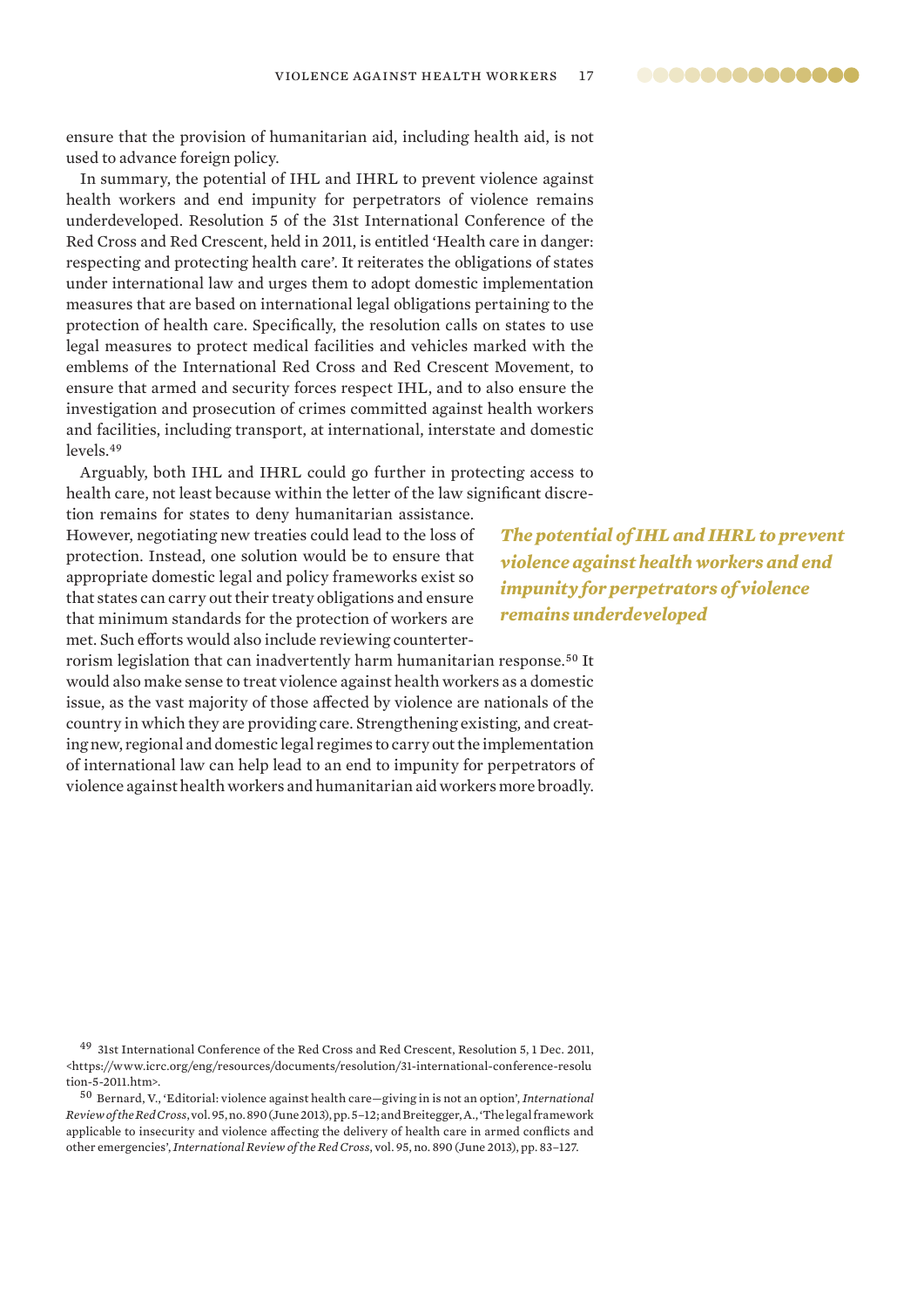ensure that the provision of humanitarian aid, including health aid, is not used to advance foreign policy.

In summary, the potential of IHL and IHRL to prevent violence against health workers and end impunity for perpetrators of violence remains underdeveloped. Resolution 5 of the 31st International Conference of the Red Cross and Red Crescent, held in 2011, is entitled 'Health care in danger: respecting and protecting health care'. It reiterates the obligations of states under international law and urges them to adopt domestic implementation measures that are based on international legal obligations pertaining to the protection of health care. Specifically, the resolution calls on states to use legal measures to protect medical facilities and vehicles marked with the emblems of the International Red Cross and Red Crescent Movement, to ensure that armed and security forces respect IHL, and to also ensure the investigation and prosecution of crimes committed against health workers and facilities, including transport, at international, interstate and domestic levels.[49]

Arguably, both IHL and IHRL could go further in protecting access to health care, not least because within the letter of the law significant discretion remains for states to deny humanitarian assistance. However, negotiating new treaties could lead to the loss of protection. Instead, one solution would be to ensure that appropriate domestic legal and policy frameworks exist so that states can carry out their treaty obligations and ensure that minimum standards for the protection of workers are met. Such efforts would also include reviewing counterterrorism legislation that can inadvertently harm humanitarian response.[50] It would also make sense to treat violence against health workers as a domestic issue, as the vast majority of those affected by violence are nationals of the country in which they are providing care. Strengthening existing, and creating new, regional and domestic legal regimes to carry out the implementation of international law can help lead to an end to impunity for perpetrators of violence against health workers and humanitarian aid workers more broadly.

***The potential of IHL and IHRL to prevent violence against health workers and end impunity for perpetrators of violence remains underdeveloped***

[49] 31st International Conference of the Red Cross and Red Crescent, Resolution 5, 1 Dec. 2011, <https://www.icrc.org/eng/resources/documents/resolution/31-international-conference-resolution-5-2011.htm>.

[50] Bernard, V., 'Editorial: violence against health care—giving in is not an option', *International Review of the Red Cross*, vol. 95, no. 890 (June 2013), pp. 5–12; and Breitegger, A., 'The legal framework applicable to insecurity and violence affecting the delivery of health care in armed conflicts and other emergencies', *International Review of the Red Cross*, vol. 95, no. 890 (June 2013), pp. 83–127.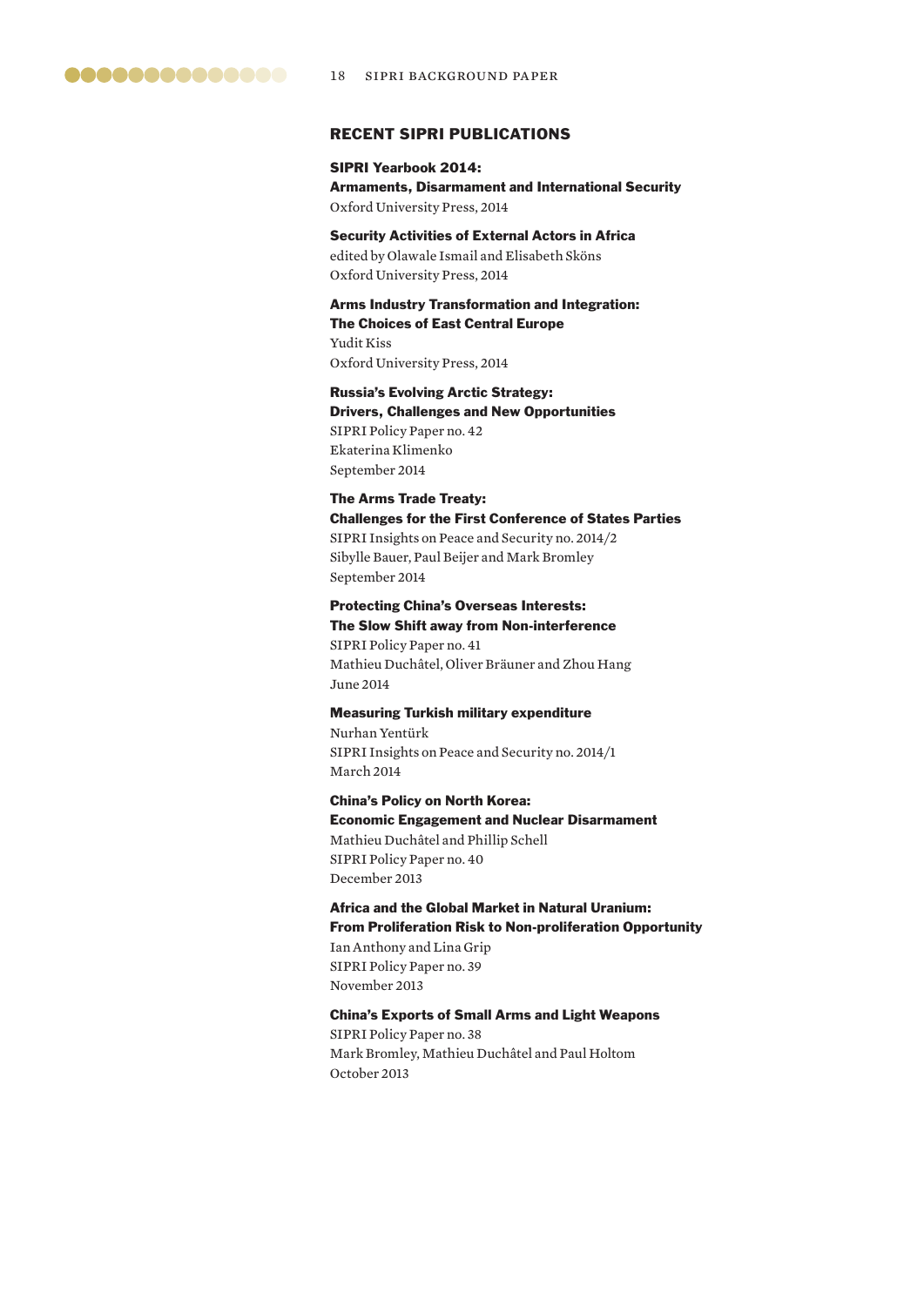## RECENT SIPRI PUBLICATIONS

**SIPRI Yearbook 2014:**
**Armaments, Disarmament and International Security**
Oxford University Press, 2014

**Security Activities of External Actors in Africa**
edited by Olawale Ismail and Elisabeth Sköns
Oxford University Press, 2014

**Arms Industry Transformation and Integration:**
**The Choices of East Central Europe**
Yudit Kiss
Oxford University Press, 2014

**Russia's Evolving Arctic Strategy:**
**Drivers, Challenges and New Opportunities**
SIPRI Policy Paper no. 42
Ekaterina Klimenko
September 2014

**The Arms Trade Treaty:**
**Challenges for the First Conference of States Parties**
SIPRI Insights on Peace and Security no. 2014/2
Sibylle Bauer, Paul Beijer and Mark Bromley
September 2014

**Protecting China's Overseas Interests:**
**The Slow Shift away from Non-interference**
SIPRI Policy Paper no. 41
Mathieu Duchâtel, Oliver Bräuner and Zhou Hang
June 2014

**Measuring Turkish military expenditure**
Nurhan Yentürk
SIPRI Insights on Peace and Security no. 2014/1
March 2014

**China's Policy on North Korea:**
**Economic Engagement and Nuclear Disarmament**
Mathieu Duchâtel and Phillip Schell
SIPRI Policy Paper no. 40
December 2013

**Africa and the Global Market in Natural Uranium:**
**From Proliferation Risk to Non-proliferation Opportunity**
Ian Anthony and Lina Grip
SIPRI Policy Paper no. 39
November 2013

**China's Exports of Small Arms and Light Weapons**
SIPRI Policy Paper no. 38
Mark Bromley, Mathieu Duchâtel and Paul Holtom
October 2013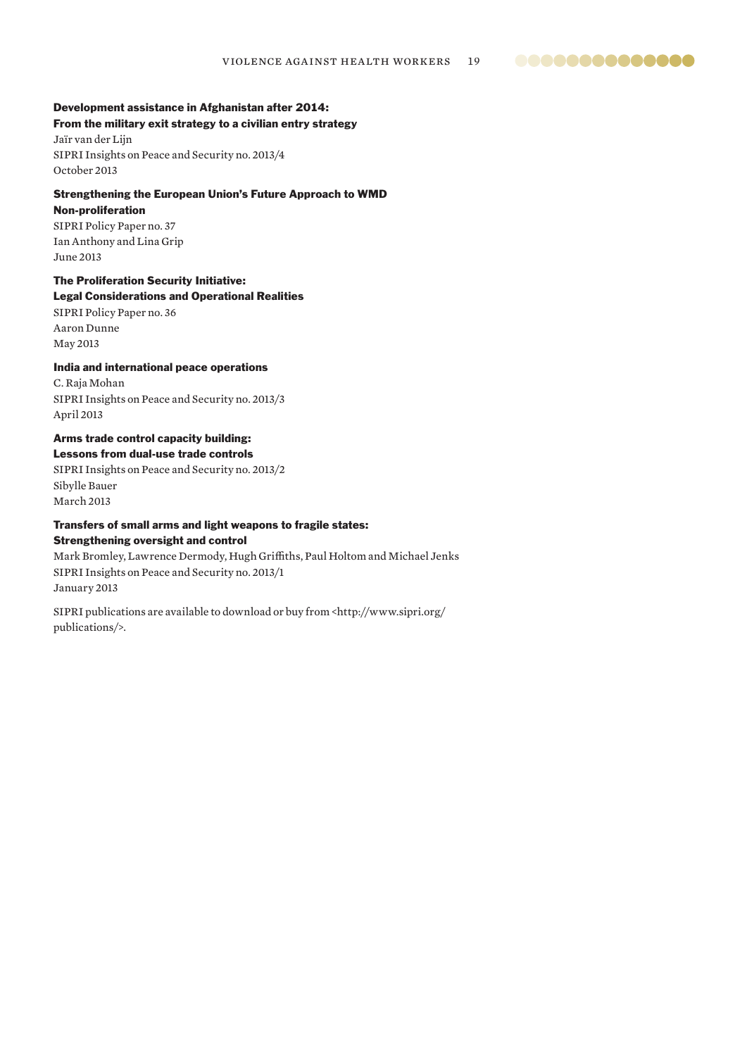**Development assistance in Afghanistan after 2014: From the military exit strategy to a civilian entry strategy**
Jaïr van der Lijn
SIPRI Insights on Peace and Security no. 2013/4
October 2013

**Strengthening the European Union's Future Approach to WMD Non-proliferation**
SIPRI Policy Paper no. 37
Ian Anthony and Lina Grip
June 2013

**The Proliferation Security Initiative: Legal Considerations and Operational Realities**
SIPRI Policy Paper no. 36
Aaron Dunne
May 2013

**India and international peace operations**
C. Raja Mohan
SIPRI Insights on Peace and Security no. 2013/3
April 2013

**Arms trade control capacity building: Lessons from dual-use trade controls**
SIPRI Insights on Peace and Security no. 2013/2
Sibylle Bauer
March 2013

**Transfers of small arms and light weapons to fragile states: Strengthening oversight and control**
Mark Bromley, Lawrence Dermody, Hugh Griffiths, Paul Holtom and Michael Jenks
SIPRI Insights on Peace and Security no. 2013/1
January 2013

SIPRI publications are available to download or buy from <http://www.sipri.org/publications/>.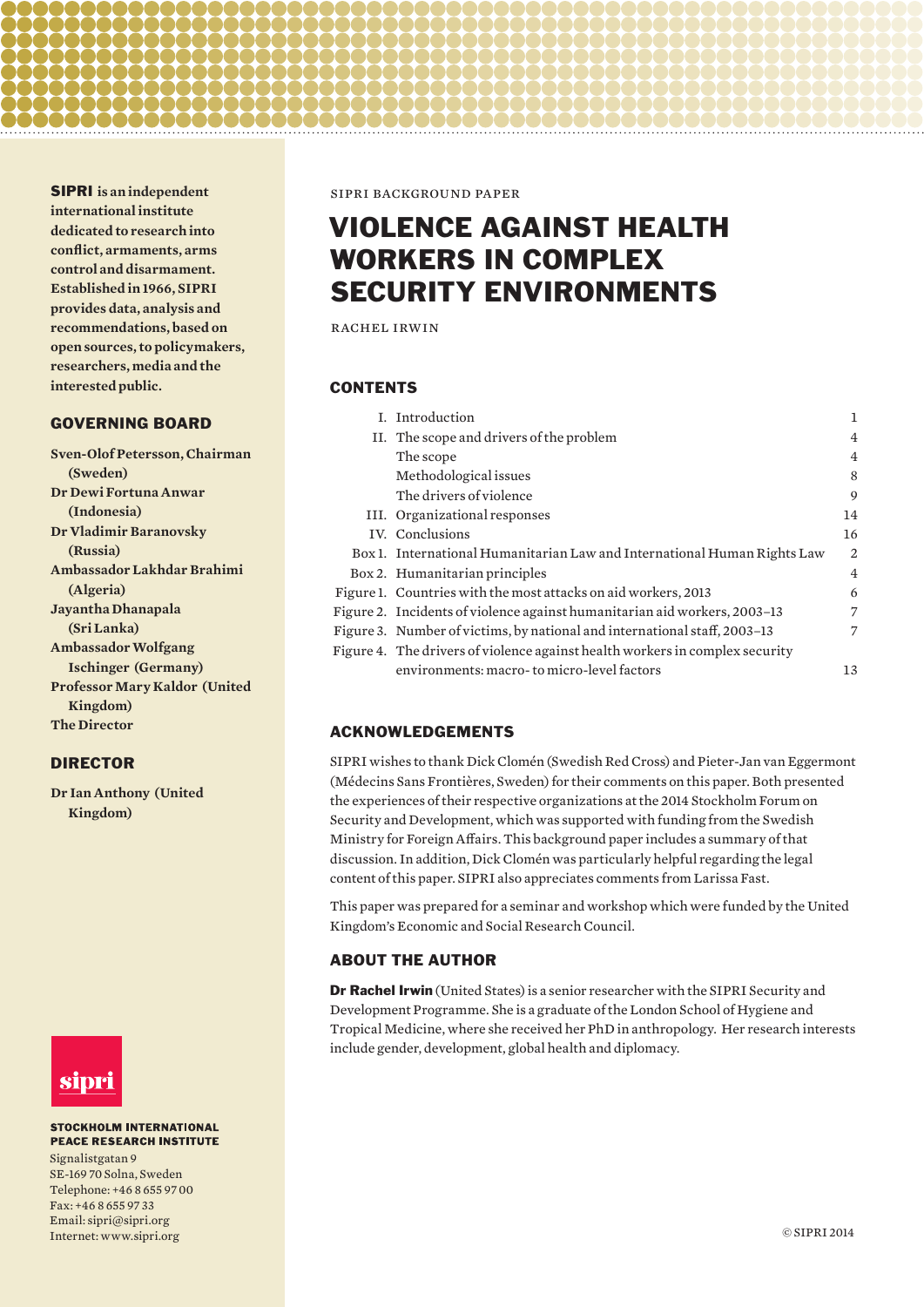**SIPRI** is an independent international institute dedicated to research into conflict, armaments, arms control and disarmament. Established in 1966, SIPRI provides data, analysis and recommendations, based on open sources, to policymakers, researchers, media and the interested public.

## GOVERNING BOARD

Sven-Olof Petersson, Chairman (Sweden)
Dr Dewi Fortuna Anwar (Indonesia)
Dr Vladimir Baranovsky (Russia)
Ambassador Lakhdar Brahimi (Algeria)
Jayantha Dhanapala (Sri Lanka)
Ambassador Wolfgang Ischinger (Germany)
Professor Mary Kaldor (United Kingdom)
The Director

## DIRECTOR

Dr Ian Anthony (United Kingdom)

**STOCKHOLM INTERNATIONAL PEACE RESEARCH INSTITUTE**

Signalistgatan 9
SE-169 70 Solna, Sweden
Telephone: +46 8 655 97 00
Fax: +46 8 655 97 33
Email: sipri@sipri.org
Internet: www.sipri.org

SIPRI BACKGROUND PAPER

# VIOLENCE AGAINST HEALTH WORKERS IN COMPLEX SECURITY ENVIRONMENTS

RACHEL IRWIN

## CONTENTS

| | | |
|---|---|---|
| I. | Introduction | 1 |
| II. | The scope and drivers of the problem | 4 |
| | The scope | 4 |
| | Methodological issues | 8 |
| | The drivers of violence | 9 |
| III. | Organizational responses | 14 |
| IV. | Conclusions | 16 |
| Box 1. | International Humanitarian Law and International Human Rights Law | 2 |
| Box 2. | Humanitarian principles | 4 |
| Figure 1. | Countries with the most attacks on aid workers, 2013 | 6 |
| Figure 2. | Incidents of violence against humanitarian aid workers, 2003–13 | 7 |
| Figure 3. | Number of victims, by national and international staff, 2003–13 | 7 |
| Figure 4. | The drivers of violence against health workers in complex security environments: macro- to micro-level factors | 13 |

## ACKNOWLEDGEMENTS

SIPRI wishes to thank Dick Clomén (Swedish Red Cross) and Pieter-Jan van Eggermont (Médecins Sans Frontières, Sweden) for their comments on this paper. Both presented the experiences of their respective organizations at the 2014 Stockholm Forum on Security and Development, which was supported with funding from the Swedish Ministry for Foreign Affairs. This background paper includes a summary of that discussion. In addition, Dick Clomén was particularly helpful regarding the legal content of this paper. SIPRI also appreciates comments from Larissa Fast.

This paper was prepared for a seminar and workshop which were funded by the United Kingdom's Economic and Social Research Council.

## ABOUT THE AUTHOR

**Dr Rachel Irwin** (United States) is a senior researcher with the SIPRI Security and Development Programme. She is a graduate of the London School of Hygiene and Tropical Medicine, where she received her PhD in anthropology. Her research interests include gender, development, global health and diplomacy.

© SIPRI 2014